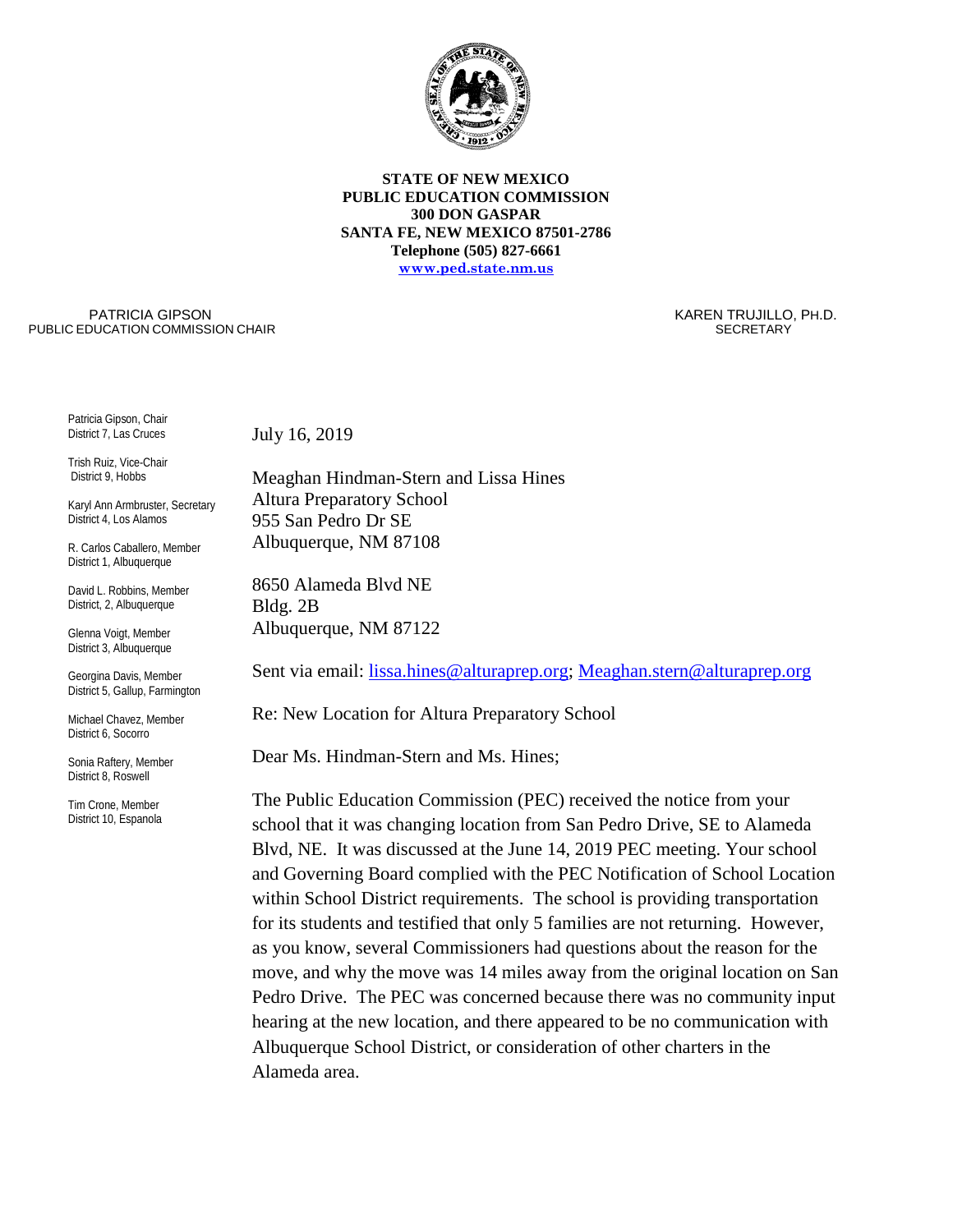**STATE OF NEW MEXICO**
**PUBLIC EDUCATION COMMISSION**
**300 DON GASPAR**
**SANTA FE, NEW MEXICO 87501-2786**
**Telephone (505) 827-6661**
**www.ped.state.nm.us**

PATRICIA GIPSON
PUBLIC EDUCATION COMMISSION CHAIR

KAREN TRUJILLO, PH.D.
SECRETARY

Patricia Gipson, Chair
District 7, Las Cruces

Trish Ruiz, Vice-Chair
District 9, Hobbs

Karyl Ann Armbruster, Secretary
District 4, Los Alamos

R. Carlos Caballero, Member
District 1, Albuquerque

David L. Robbins, Member
District, 2, Albuquerque

Glenna Voigt, Member
District 3, Albuquerque

Georgina Davis, Member
District 5, Gallup, Farmington

Michael Chavez, Member
District 6, Socorro

Sonia Raftery, Member
District 8, Roswell

Tim Crone, Member
District 10, Espanola

July 16, 2019

Meaghan Hindman-Stern and Lissa Hines
Altura Preparatory School
955 San Pedro Dr SE
Albuquerque, NM 87108

8650 Alameda Blvd NE
Bldg. 2B
Albuquerque, NM 87122

Sent via email: lissa.hines@alturaprep.org; Meaghan.stern@alturaprep.org

Re: New Location for Altura Preparatory School

Dear Ms. Hindman-Stern and Ms. Hines;

The Public Education Commission (PEC) received the notice from your school that it was changing location from San Pedro Drive, SE to Alameda Blvd, NE. It was discussed at the June 14, 2019 PEC meeting. Your school and Governing Board complied with the PEC Notification of School Location within School District requirements. The school is providing transportation for its students and testified that only 5 families are not returning. However, as you know, several Commissioners had questions about the reason for the move, and why the move was 14 miles away from the original location on San Pedro Drive. The PEC was concerned because there was no community input hearing at the new location, and there appeared to be no communication with Albuquerque School District, or consideration of other charters in the Alameda area.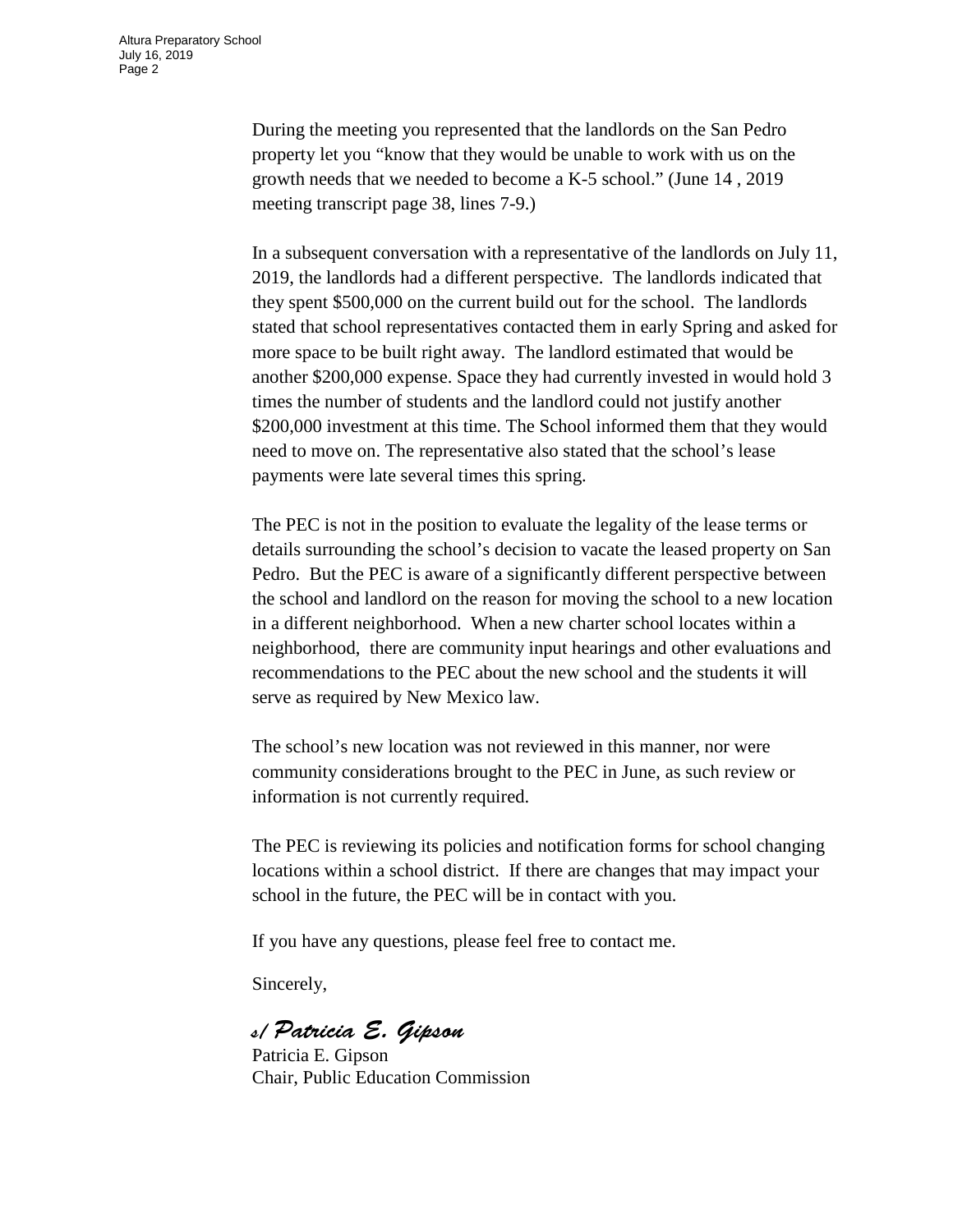During the meeting you represented that the landlords on the San Pedro property let you "know that they would be unable to work with us on the growth needs that we needed to become a K-5 school." (June 14 , 2019 meeting transcript page 38, lines 7-9.)

In a subsequent conversation with a representative of the landlords on July 11, 2019, the landlords had a different perspective. The landlords indicated that they spent $500,000 on the current build out for the school. The landlords stated that school representatives contacted them in early Spring and asked for more space to be built right away. The landlord estimated that would be another $200,000 expense. Space they had currently invested in would hold 3 times the number of students and the landlord could not justify another $200,000 investment at this time. The School informed them that they would need to move on. The representative also stated that the school's lease payments were late several times this spring.

The PEC is not in the position to evaluate the legality of the lease terms or details surrounding the school's decision to vacate the leased property on San Pedro. But the PEC is aware of a significantly different perspective between the school and landlord on the reason for moving the school to a new location in a different neighborhood. When a new charter school locates within a neighborhood, there are community input hearings and other evaluations and recommendations to the PEC about the new school and the students it will serve as required by New Mexico law.

The school's new location was not reviewed in this manner, nor were community considerations brought to the PEC in June, as such review or information is not currently required.

The PEC is reviewing its policies and notification forms for school changing locations within a school district. If there are changes that may impact your school in the future, the PEC will be in contact with you.

If you have any questions, please feel free to contact me.

Sincerely,

*s/ Patricia E. Gipson*

Patricia E. Gipson
Chair, Public Education Commission